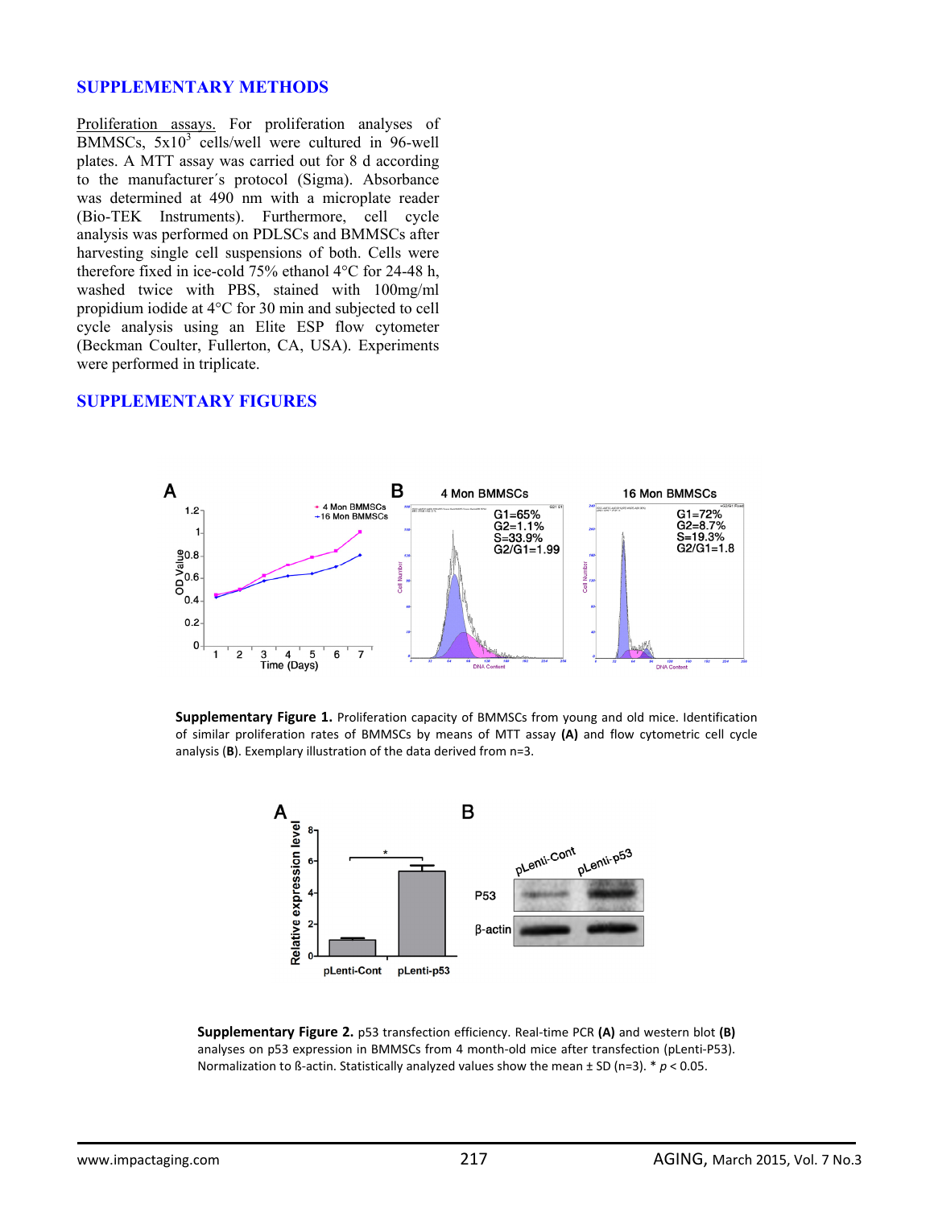## SUPPLEMENTARY METHODS

Proliferation assays. For proliferation analyses of BMMSCs, $5x10^3$ cells/well were cultured in 96-well plates. A MTT assay was carried out for 8 d according to the manufacturer´s protocol (Sigma). Absorbance was determined at 490 nm with a microplate reader (Bio-TEK Instruments). Furthermore, cell cycle analysis was performed on PDLSCs and BMMSCs after harvesting single cell suspensions of both. Cells were therefore fixed in ice-cold 75% ethanol 4°C for 24-48 h, washed twice with PBS, stained with 100mg/ml propidium iodide at 4°C for 30 min and subjected to cell cycle analysis using an Elite ESP flow cytometer (Beckman Coulter, Fullerton, CA, USA). Experiments were performed in triplicate.

## SUPPLEMENTARY FIGURES

**Supplementary Figure 1.** Proliferation capacity of BMMSCs from young and old mice. Identification of similar proliferation rates of BMMSCs by means of MTT assay **(A)** and flow cytometric cell cycle analysis (**B**). Exemplary illustration of the data derived from n=3.

**Supplementary Figure 2.** p53 transfection efficiency. Real-time PCR **(A)** and western blot **(B)** analyses on p53 expression in BMMSCs from 4 month-old mice after transfection (pLenti-P53). Normalization to ß-actin. Statistically analyzed values show the mean ± SD (n=3). * $p < 0.05$.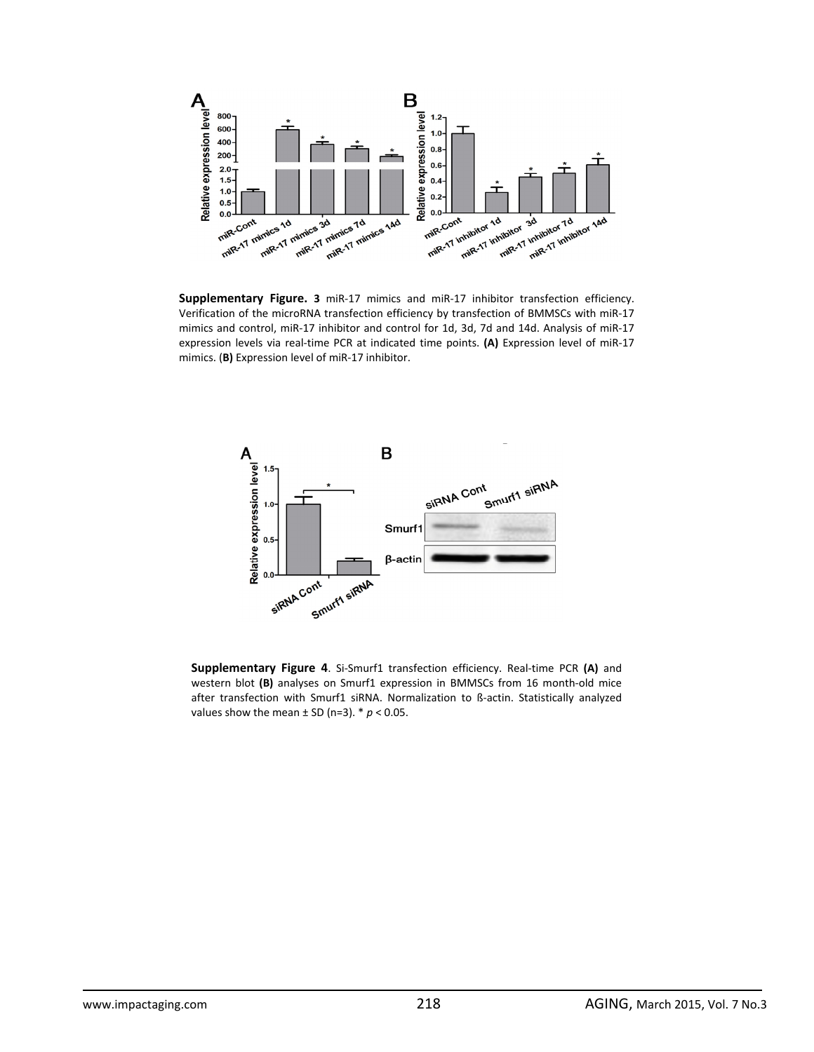A

Relative expression level

800
600
400
200
2.0
1.5
1.0
0.5
0.0

miR-Cont
miR-17 mimics 1d
miR-17 mimics 3d
miR-17 mimics 7d
miR-17 mimics 14d

B

Relative expression level

1.2
1.0
0.8
0.6
0.4
0.2
0.0

miR-Cont
miR-17 inhibitor 1d
miR-17 inhibitor 3d
miR-17 inhibitor 7d
miR-17 inhibitor 14d

**Supplementary Figure. 3** miR-17 mimics and miR-17 inhibitor transfection efficiency. Verification of the microRNA transfection efficiency by transfection of BMMSCs with miR-17 mimics and control, miR-17 inhibitor and control for 1d, 3d, 7d and 14d. Analysis of miR-17 expression levels via real-time PCR at indicated time points. **(A)** Expression level of miR-17 mimics. (**B)** Expression level of miR-17 inhibitor.

A

Relative expression level

1.5
1.0
0.5
0.0

siRNA Cont
Smurf1 siRNA

B

siRNA Cont
Smurf1 siRNA

Smurf1

β-actin

**Supplementary Figure 4**. Si-Smurf1 transfection efficiency. Real-time PCR **(A)** and western blot **(B)** analyses on Smurf1 expression in BMMSCs from 16 month-old mice after transfection with Smurf1 siRNA. Normalization to ß-actin. Statistically analyzed values show the mean ± SD (n=3). * $p < 0.05$.